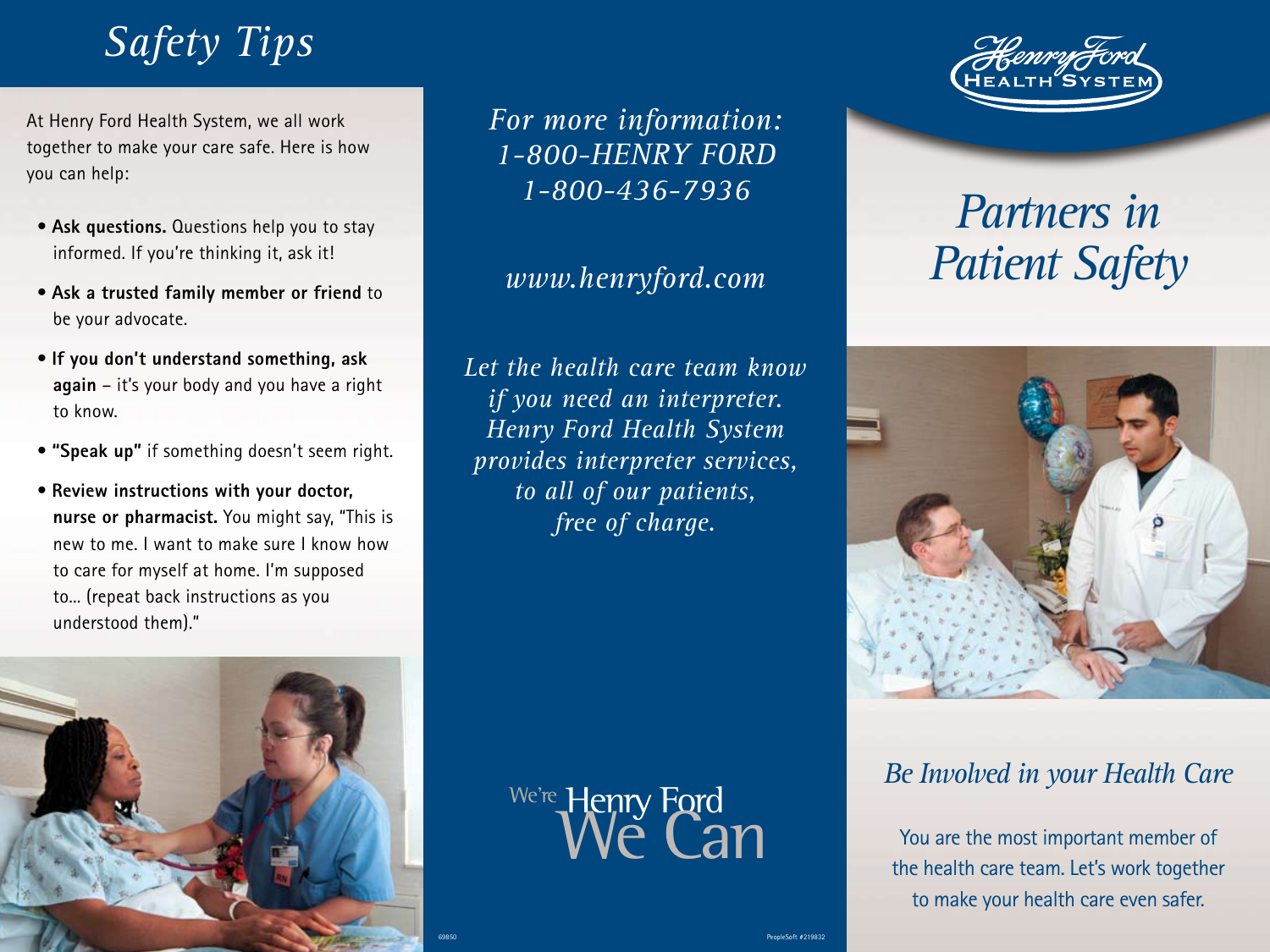# Safety Tips

At Henry Ford Health System, we all work together to make your care safe. Here is how you can help:

- **Ask questions.** Questions help you to stay informed. If you're thinking it, ask it!
- **Ask a trusted family member or friend** to be your advocate.
- **If you don't understand something, ask again** – it's your body and you have a right to know.
- **"Speak up"** if something doesn't seem right.
- **Review instructions with your doctor, nurse or pharmacist.** You might say, "This is new to me. I want to make sure I know how to care for myself at home. I'm supposed to... (repeat back instructions as you understood them)."

*For more information:*
*1-800-HENRY FORD*
*1-800-436-7936*

*www.henryford.com*

*Let the health care team know if you need an interpreter. Henry Ford Health System provides interpreter services, to all of our patients, free of charge.*

We're Henry Ford
We Can

69850

PeopleSoft #219832

Henry Ford Health System

# Partners in Patient Safety

## Be Involved in your Health Care

You are the most important member of the health care team. Let's work together to make your health care even safer.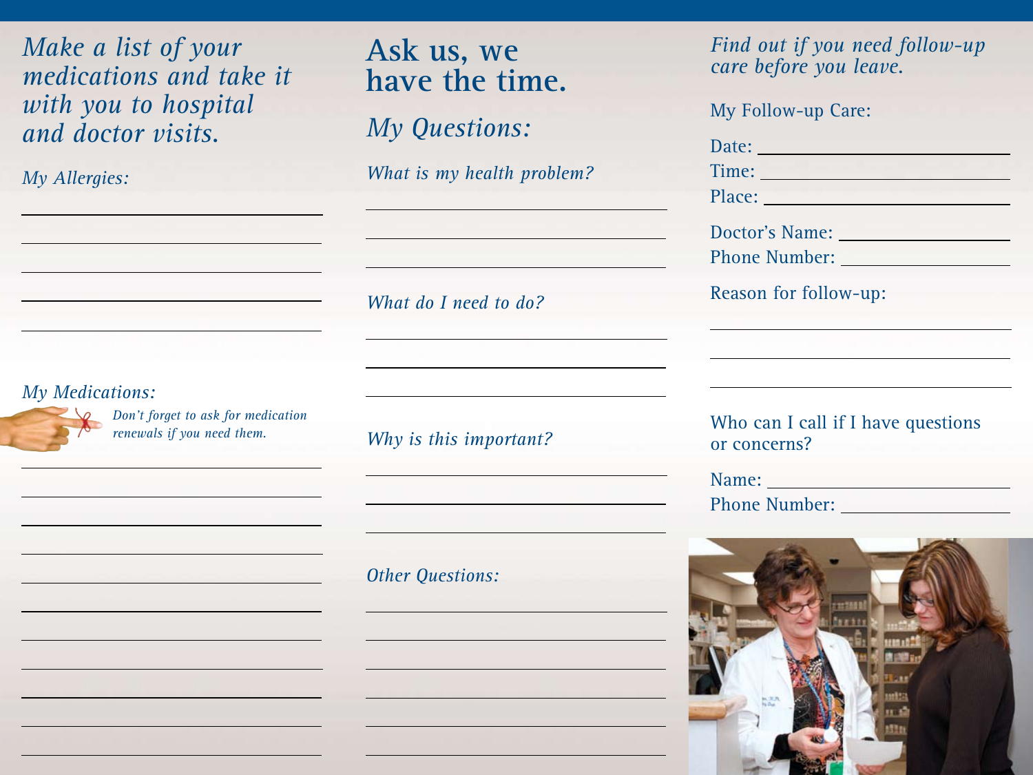*Make a list of your medications and take it with you to hospital and doctor visits.*

*My Allergies:*

*My Medications:*

*Don't forget to ask for medication renewals if you need them.*

# Ask us, we have the time.

## *My Questions:*

*What is my health problem?*

*What do I need to do?*

*Why is this important?*

*Other Questions:*

*Find out if you need follow-up care before you leave.*

My Follow-up Care:

Date: ______________________

Time: ______________________

Place: ______________________

Doctor's Name: ______________________

Phone Number: ______________________

Reason for follow-up:

Who can I call if I have questions or concerns?

Name: ______________________

Phone Number: ______________________